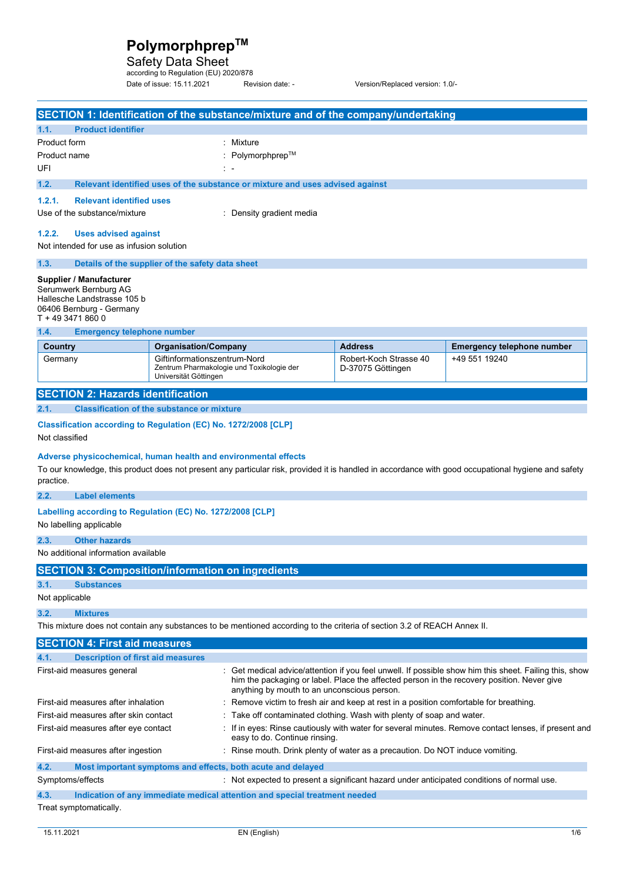# Polymorphprep™

Safety Data Sheet

according to Regulation (EU) 2020/878

Date of issue: 15.11.2021 Revision date: - Version/Replaced version: 1.0/-

## SECTION 1: Identification of the substance/mixture and of the company/undertaking

### 1.1. Product identifier

Product form : Mixture

Product name : Polymorphprep™

UFI : -

### 1.2. Relevant identified uses of the substance or mixture and uses advised against

#### 1.2.1. Relevant identified uses

Use of the substance/mixture : Density gradient media

#### 1.2.2. Uses advised against

Not intended for use as infusion solution

### 1.3. Details of the supplier of the safety data sheet

**Supplier / Manufacturer**

Serumwerk Bernburg AG
Hallesche Landstrasse 105 b
06406 Bernburg - Germany
T + 49 3471 860 0

### 1.4. Emergency telephone number

| Country | Organisation/Company | Address | Emergency telephone number |
|---|---|---|---|
| Germany | Giftinformationszentrum-Nord<br>Zentrum Pharmakologie und Toxikologie der Universität Göttingen | Robert-Koch Strasse 40<br>D-37075 Göttingen | +49 551 19240 |

## SECTION 2: Hazards identification

### 2.1. Classification of the substance or mixture

**Classification according to Regulation (EC) No. 1272/2008 [CLP]**

Not classified

**Adverse physicochemical, human health and environmental effects**

To our knowledge, this product does not present any particular risk, provided it is handled in accordance with good occupational hygiene and safety practice.

### 2.2. Label elements

**Labelling according to Regulation (EC) No. 1272/2008 [CLP]**

No labelling applicable

### 2.3. Other hazards

No additional information available

## SECTION 3: Composition/information on ingredients

### 3.1. Substances

Not applicable

### 3.2. Mixtures

This mixture does not contain any substances to be mentioned according to the criteria of section 3.2 of REACH Annex II.

## SECTION 4: First aid measures

### 4.1. Description of first aid measures

First-aid measures general : Get medical advice/attention if you feel unwell. If possible show him this sheet. Failing this, show him the packaging or label. Place the affected person in the recovery position. Never give anything by mouth to an unconscious person.

First-aid measures after inhalation : Remove victim to fresh air and keep at rest in a position comfortable for breathing.

First-aid measures after skin contact : Take off contaminated clothing. Wash with plenty of soap and water.

First-aid measures after eye contact : If in eyes: Rinse cautiously with water for several minutes. Remove contact lenses, if present and easy to do. Continue rinsing.

First-aid measures after ingestion : Rinse mouth. Drink plenty of water as a precaution. Do NOT induce vomiting.

### 4.2. Most important symptoms and effects, both acute and delayed

Symptoms/effects : Not expected to present a significant hazard under anticipated conditions of normal use.

### 4.3. Indication of any immediate medical attention and special treatment needed

Treat symptomatically.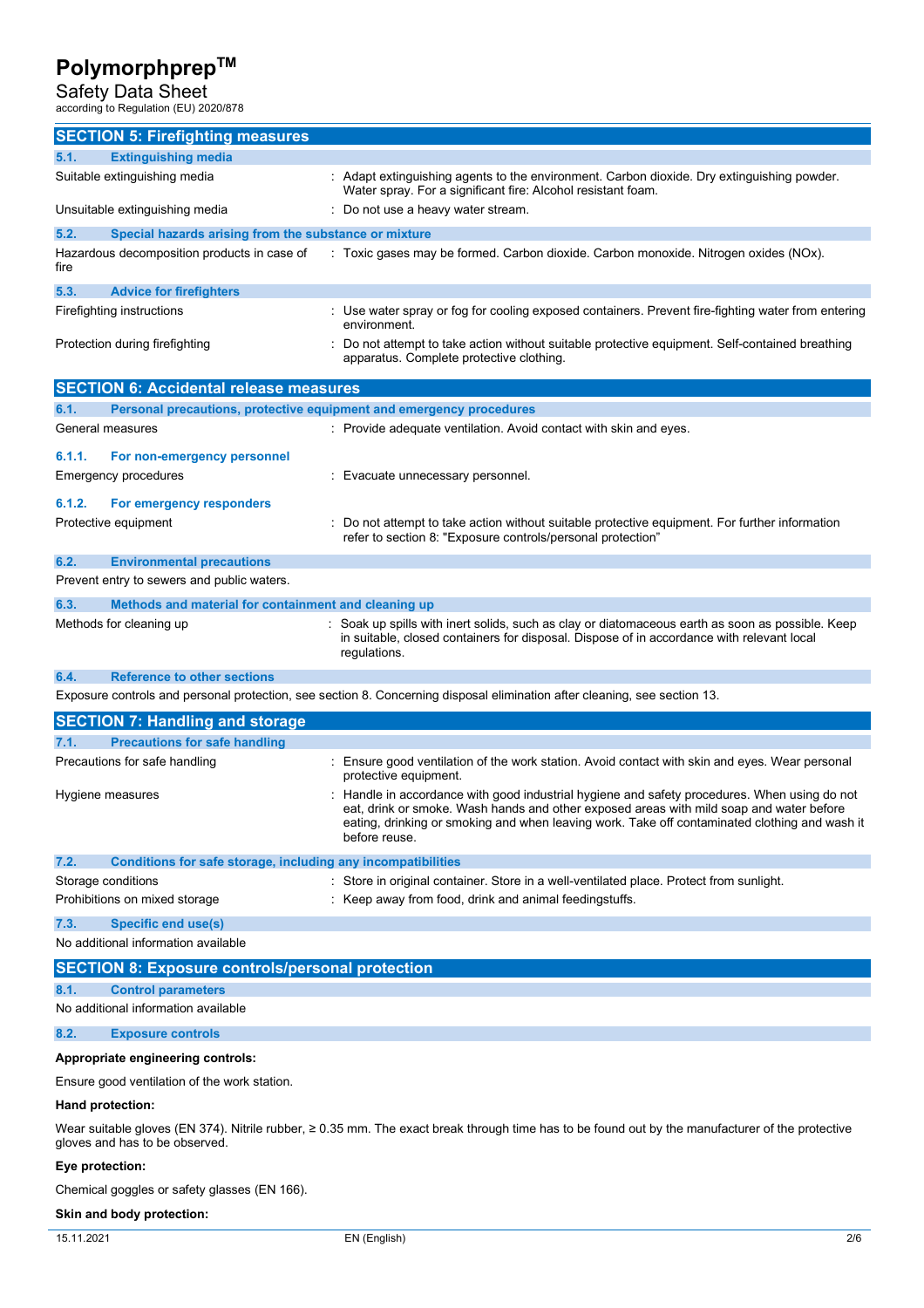## SECTION 5: Firefighting measures

### 5.1. Extinguishing media

| | |
|---|---|
| Suitable extinguishing media | : Adapt extinguishing agents to the environment. Carbon dioxide. Dry extinguishing powder. Water spray. For a significant fire: Alcohol resistant foam. |
| Unsuitable extinguishing media | : Do not use a heavy water stream. |

### 5.2. Special hazards arising from the substance or mixture

| | |
|---|---|
| Hazardous decomposition products in case of fire | : Toxic gases may be formed. Carbon dioxide. Carbon monoxide. Nitrogen oxides (NOx). |

### 5.3. Advice for firefighters

| | |
|---|---|
| Firefighting instructions | : Use water spray or fog for cooling exposed containers. Prevent fire-fighting water from entering environment. |
| Protection during firefighting | : Do not attempt to take action without suitable protective equipment. Self-contained breathing apparatus. Complete protective clothing. |

## SECTION 6: Accidental release measures

### 6.1. Personal precautions, protective equipment and emergency procedures

| | |
|---|---|
| General measures | : Provide adequate ventilation. Avoid contact with skin and eyes. |

#### 6.1.1. For non-emergency personnel

| | |
|---|---|
| Emergency procedures | : Evacuate unnecessary personnel. |

#### 6.1.2. For emergency responders

| | |
|---|---|
| Protective equipment | : Do not attempt to take action without suitable protective equipment. For further information refer to section 8: "Exposure controls/personal protection" |

### 6.2. Environmental precautions

Prevent entry to sewers and public waters.

### 6.3. Methods and material for containment and cleaning up

| | |
|---|---|
| Methods for cleaning up | : Soak up spills with inert solids, such as clay or diatomaceous earth as soon as possible. Keep in suitable, closed containers for disposal. Dispose of in accordance with relevant local regulations. |

### 6.4. Reference to other sections

Exposure controls and personal protection, see section 8. Concerning disposal elimination after cleaning, see section 13.

## SECTION 7: Handling and storage

### 7.1. Precautions for safe handling

| | |
|---|---|
| Precautions for safe handling | : Ensure good ventilation of the work station. Avoid contact with skin and eyes. Wear personal protective equipment. |
| Hygiene measures | : Handle in accordance with good industrial hygiene and safety procedures. When using do not eat, drink or smoke. Wash hands and other exposed areas with mild soap and water before eating, drinking or smoking and when leaving work. Take off contaminated clothing and wash it before reuse. |

### 7.2. Conditions for safe storage, including any incompatibilities

| | |
|---|---|
| Storage conditions | : Store in original container. Store in a well-ventilated place. Protect from sunlight. |
| Prohibitions on mixed storage | : Keep away from food, drink and animal feedingstuffs. |

### 7.3. Specific end use(s)

No additional information available

## SECTION 8: Exposure controls/personal protection

### 8.1. Control parameters

No additional information available

### 8.2. Exposure controls

**Appropriate engineering controls:**

Ensure good ventilation of the work station.

**Hand protection:**

Wear suitable gloves (EN 374). Nitrile rubber, ≥ 0.35 mm. The exact break through time has to be found out by the manufacturer of the protective gloves and has to be observed.

**Eye protection:**

Chemical goggles or safety glasses (EN 166).

**Skin and body protection:**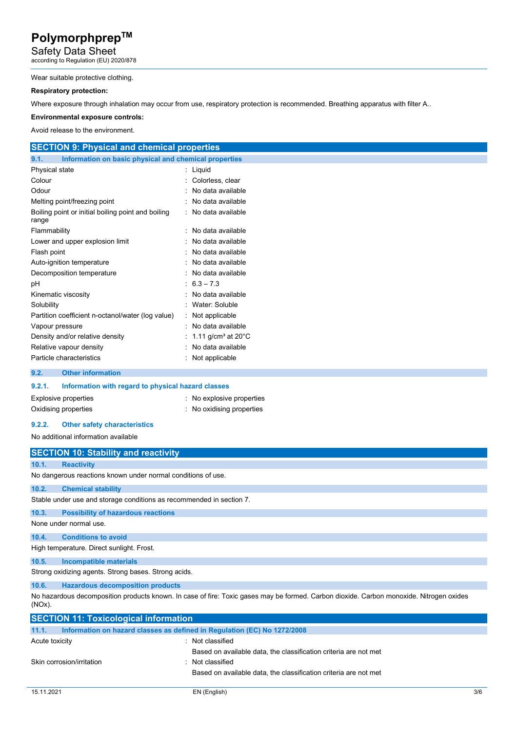Wear suitable protective clothing.

**Respiratory protection:**

Where exposure through inhalation may occur from use, respiratory protection is recommended. Breathing apparatus with filter A..

**Environmental exposure controls:**

Avoid release to the environment.

## SECTION 9: Physical and chemical properties

### 9.1. Information on basic physical and chemical properties

| | |
|---|---|
| Physical state | : Liquid |
| Colour | : Colorless, clear |
| Odour | : No data available |
| Melting point/freezing point | : No data available |
| Boiling point or initial boiling point and boiling range | : No data available |
| Flammability | : No data available |
| Lower and upper explosion limit | : No data available |
| Flash point | : No data available |
| Auto-ignition temperature | : No data available |
| Decomposition temperature | : No data available |
| pH | : 6.3 – 7.3 |
| Kinematic viscosity | : No data available |
| Solubility | : Water: Soluble |
| Partition coefficient n-octanol/water (log value) | : Not applicable |
| Vapour pressure | : No data available |
| Density and/or relative density | : 1.11 g/cm³ at 20°C |
| Relative vapour density | : No data available |
| Particle characteristics | : Not applicable |

### 9.2. Other information

#### 9.2.1. Information with regard to physical hazard classes

| | |
|---|---|
| Explosive properties | : No explosive properties |
| Oxidising properties | : No oxidising properties |

#### 9.2.2. Other safety characteristics

No additional information available

## SECTION 10: Stability and reactivity

### 10.1. Reactivity

No dangerous reactions known under normal conditions of use.

### 10.2. Chemical stability

Stable under use and storage conditions as recommended in section 7.

### 10.3. Possibility of hazardous reactions

None under normal use.

### 10.4. Conditions to avoid

High temperature. Direct sunlight. Frost.

### 10.5. Incompatible materials

Strong oxidizing agents. Strong bases. Strong acids.

### 10.6. Hazardous decomposition products

No hazardous decomposition products known. In case of fire: Toxic gases may be formed. Carbon dioxide. Carbon monoxide. Nitrogen oxides (NOx).

## SECTION 11: Toxicological information

### 11.1. Information on hazard classes as defined in Regulation (EC) No 1272/2008

| | |
|---|---|
| Acute toxicity | : Not classified<br>Based on available data, the classification criteria are not met |
| Skin corrosion/irritation | : Not classified<br>Based on available data, the classification criteria are not met |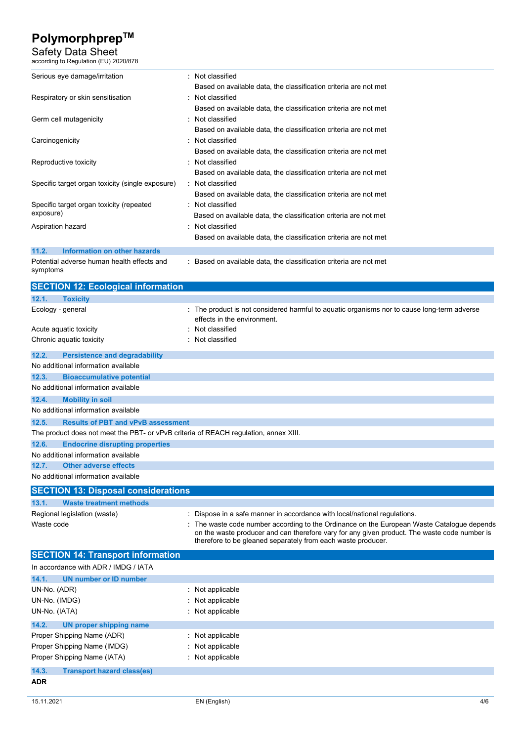| | |
|---|---|
| Serious eye damage/irritation | : Not classified<br>Based on available data, the classification criteria are not met |
| Respiratory or skin sensitisation | : Not classified<br>Based on available data, the classification criteria are not met |
| Germ cell mutagenicity | : Not classified<br>Based on available data, the classification criteria are not met |
| Carcinogenicity | : Not classified<br>Based on available data, the classification criteria are not met |
| Reproductive toxicity | : Not classified<br>Based on available data, the classification criteria are not met |
| Specific target organ toxicity (single exposure) | : Not classified<br>Based on available data, the classification criteria are not met |
| Specific target organ toxicity (repeated exposure) | : Not classified<br>Based on available data, the classification criteria are not met |
| Aspiration hazard | : Not classified<br>Based on available data, the classification criteria are not met |

### 11.2. Information on other hazards

| | |
|---|---|
| Potential adverse human health effects and symptoms | : Based on available data, the classification criteria are not met |

## SECTION 12: Ecological information

### 12.1. Toxicity

| | |
|---|---|
| Ecology - general | : The product is not considered harmful to aquatic organisms nor to cause long-term adverse effects in the environment. |
| Acute aquatic toxicity | : Not classified |
| Chronic aquatic toxicity | : Not classified |

### 12.2. Persistence and degradability

No additional information available

### 12.3. Bioaccumulative potential

No additional information available

### 12.4. Mobility in soil

No additional information available

### 12.5. Results of PBT and vPvB assessment

The product does not meet the PBT- or vPvB criteria of REACH regulation, annex XIII.

### 12.6. Endocrine disrupting properties

No additional information available

### 12.7. Other adverse effects

No additional information available

## SECTION 13: Disposal considerations

### 13.1. Waste treatment methods

| | |
|---|---|
| Regional legislation (waste) | : Dispose in a safe manner in accordance with local/national regulations. |
| Waste code | : The waste code number according to the Ordinance on the European Waste Catalogue depends on the waste producer and can therefore vary for any given product. The waste code number is therefore to be gleaned separately from each waste producer. |

## SECTION 14: Transport information

In accordance with ADR / IMDG / IATA

### 14.1. UN number or ID number

| | |
|---|---|
| UN-No. (ADR) | : Not applicable |
| UN-No. (IMDG) | : Not applicable |
| UN-No. (IATA) | : Not applicable |

### 14.2. UN proper shipping name

| | |
|---|---|
| Proper Shipping Name (ADR) | : Not applicable |
| Proper Shipping Name (IMDG) | : Not applicable |
| Proper Shipping Name (IATA) | : Not applicable |

### 14.3. Transport hazard class(es)

**ADR**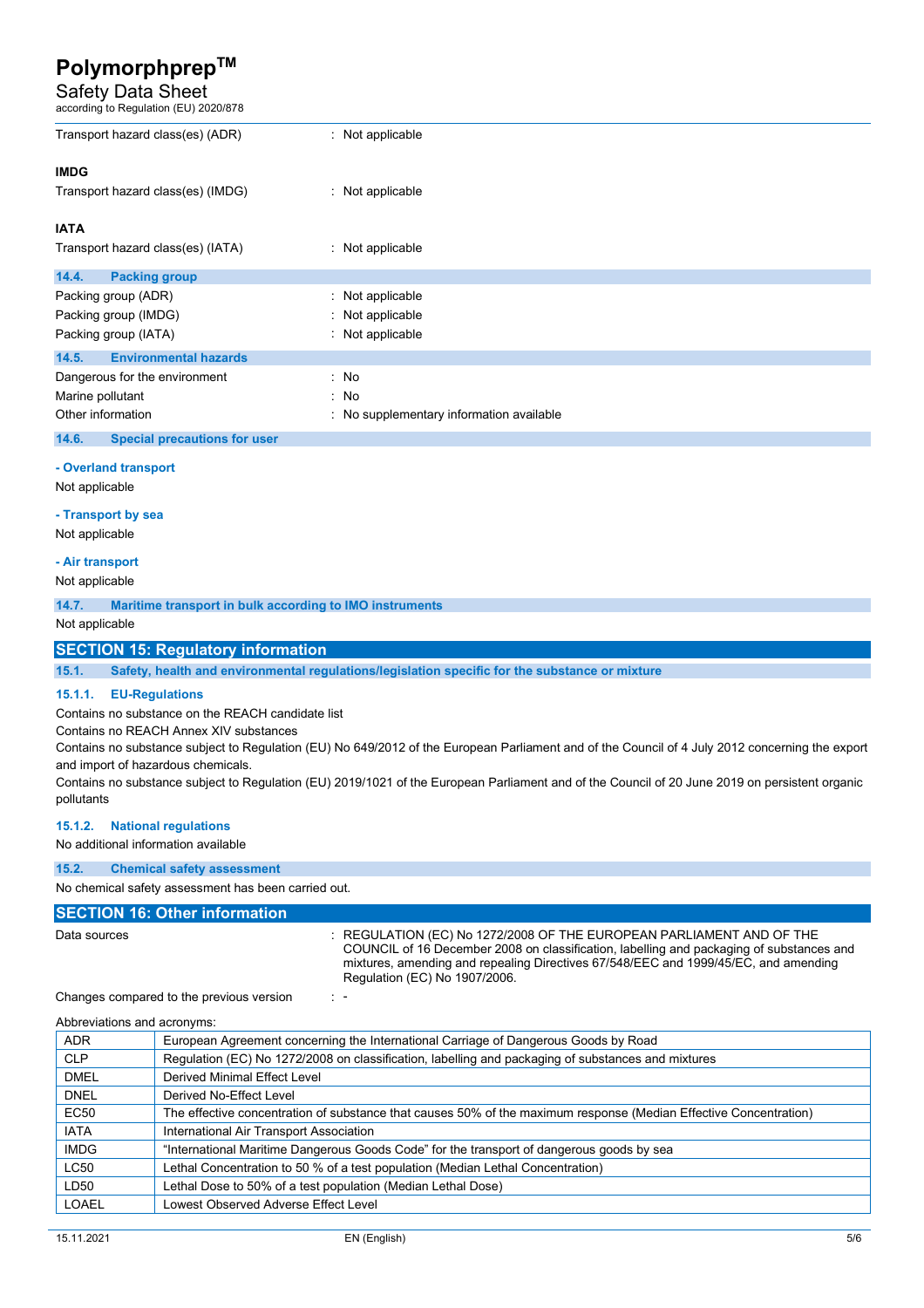| | |
|---|---|
| Transport hazard class(es) (ADR) | : Not applicable |

**IMDG**

| | |
|---|---|
| Transport hazard class(es) (IMDG) | : Not applicable |

**IATA**

| | |
|---|---|
| Transport hazard class(es) (IATA) | : Not applicable |

### 14.4. Packing group

| | |
|---|---|
| Packing group (ADR) | : Not applicable |
| Packing group (IMDG) | : Not applicable |
| Packing group (IATA) | : Not applicable |

### 14.5. Environmental hazards

| | |
|---|---|
| Dangerous for the environment | : No |
| Marine pollutant | : No |
| Other information | : No supplementary information available |

### 14.6. Special precautions for user

**- Overland transport**

Not applicable

**- Transport by sea**

Not applicable

**- Air transport**

Not applicable

### 14.7. Maritime transport in bulk according to IMO instruments

Not applicable

## SECTION 15: Regulatory information

### 15.1. Safety, health and environmental regulations/legislation specific for the substance or mixture

#### 15.1.1. EU-Regulations

Contains no substance on the REACH candidate list

Contains no REACH Annex XIV substances

Contains no substance subject to Regulation (EU) No 649/2012 of the European Parliament and of the Council of 4 July 2012 concerning the export and import of hazardous chemicals.

Contains no substance subject to Regulation (EU) 2019/1021 of the European Parliament and of the Council of 20 June 2019 on persistent organic pollutants

#### 15.1.2. National regulations

No additional information available

### 15.2. Chemical safety assessment

No chemical safety assessment has been carried out.

## SECTION 16: Other information

| | |
|---|---|
| Data sources | : REGULATION (EC) No 1272/2008 OF THE EUROPEAN PARLIAMENT AND OF THE COUNCIL of 16 December 2008 on classification, labelling and packaging of substances and mixtures, amending and repealing Directives 67/548/EEC and 1999/45/EC, and amending Regulation (EC) No 1907/2006. |
| Changes compared to the previous version | : - |

Abbreviations and acronyms:

| | |
|---|---|
| ADR | European Agreement concerning the International Carriage of Dangerous Goods by Road |
| CLP | Regulation (EC) No 1272/2008 on classification, labelling and packaging of substances and mixtures |
| DMEL | Derived Minimal Effect Level |
| DNEL | Derived No-Effect Level |
| EC50 | The effective concentration of substance that causes 50% of the maximum response (Median Effective Concentration) |
| IATA | International Air Transport Association |
| IMDG | "International Maritime Dangerous Goods Code" for the transport of dangerous goods by sea |
| LC50 | Lethal Concentration to 50 % of a test population (Median Lethal Concentration) |
| LD50 | Lethal Dose to 50% of a test population (Median Lethal Dose) |
| LOAEL | Lowest Observed Adverse Effect Level |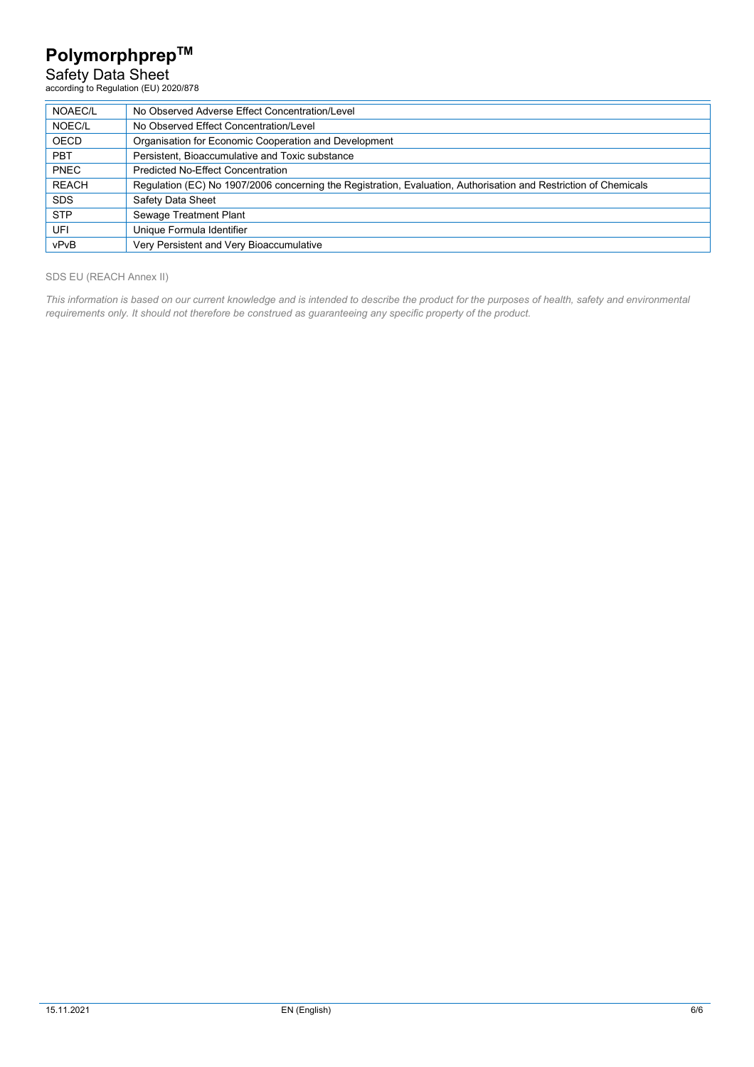| | |
|---|---|
| NOAEC/L | No Observed Adverse Effect Concentration/Level |
| NOEC/L | No Observed Effect Concentration/Level |
| OECD | Organisation for Economic Cooperation and Development |
| PBT | Persistent, Bioaccumulative and Toxic substance |
| PNEC | Predicted No-Effect Concentration |
| REACH | Regulation (EC) No 1907/2006 concerning the Registration, Evaluation, Authorisation and Restriction of Chemicals |
| SDS | Safety Data Sheet |
| STP | Sewage Treatment Plant |
| UFI | Unique Formula Identifier |
| vPvB | Very Persistent and Very Bioaccumulative |

SDS EU (REACH Annex II)

*This information is based on our current knowledge and is intended to describe the product for the purposes of health, safety and environmental requirements only. It should not therefore be construed as guaranteeing any specific property of the product.*